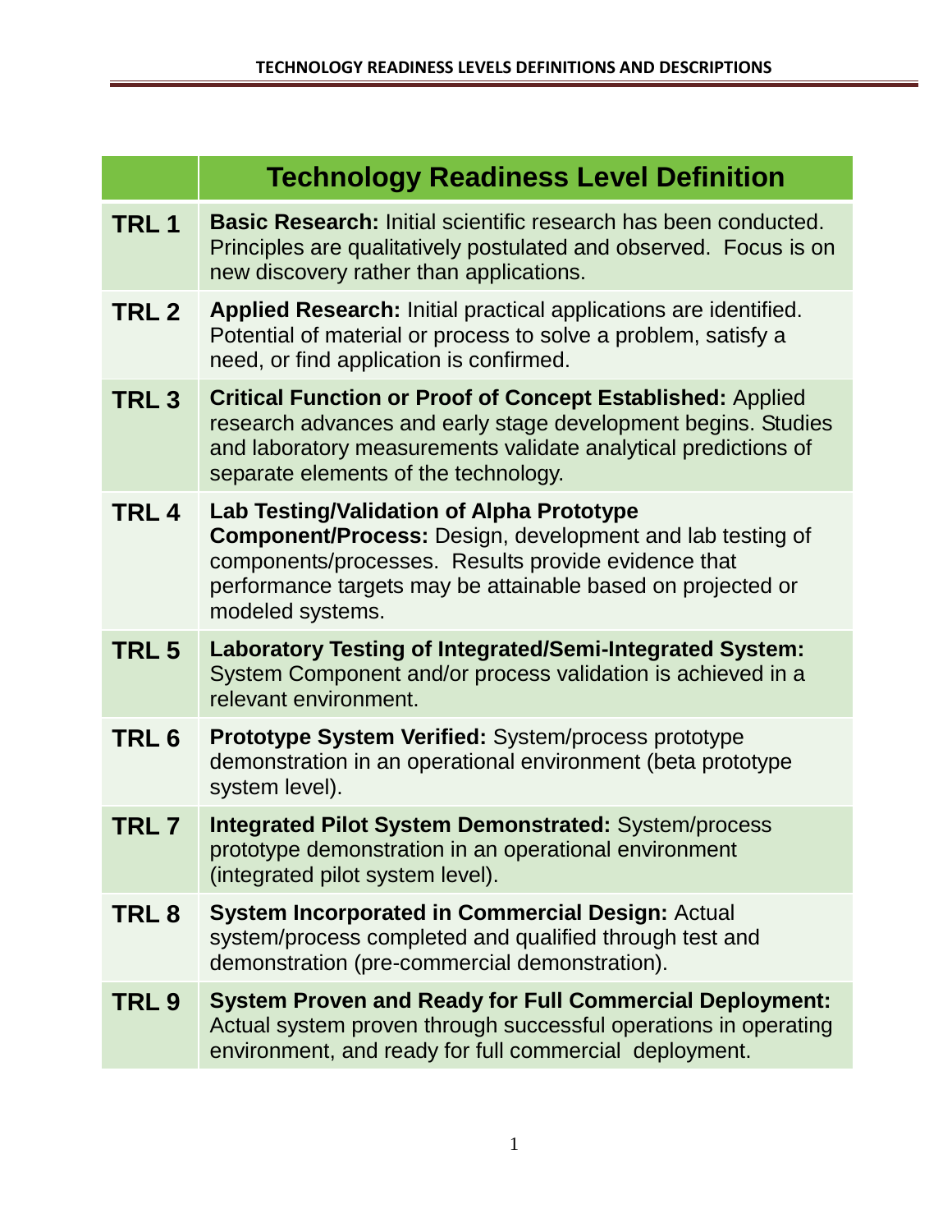# TECHNOLOGY READINESS LEVELS DEFINITIONS AND DESCRIPTIONS

| | Technology Readiness Level Definition |
|---|---|
| **TRL 1** | **Basic Research:** Initial scientific research has been conducted. Principles are qualitatively postulated and observed. Focus is on new discovery rather than applications. |
| **TRL 2** | **Applied Research:** Initial practical applications are identified. Potential of material or process to solve a problem, satisfy a need, or find application is confirmed. |
| **TRL 3** | **Critical Function or Proof of Concept Established:** Applied research advances and early stage development begins. Studies and laboratory measurements validate analytical predictions of separate elements of the technology. |
| **TRL 4** | **Lab Testing/Validation of Alpha Prototype Component/Process:** Design, development and lab testing of components/processes. Results provide evidence that performance targets may be attainable based on projected or modeled systems. |
| **TRL 5** | **Laboratory Testing of Integrated/Semi-Integrated System:** System Component and/or process validation is achieved in a relevant environment. |
| **TRL 6** | **Prototype System Verified:** System/process prototype demonstration in an operational environment (beta prototype system level). |
| **TRL 7** | **Integrated Pilot System Demonstrated:** System/process prototype demonstration in an operational environment (integrated pilot system level). |
| **TRL 8** | **System Incorporated in Commercial Design:** Actual system/process completed and qualified through test and demonstration (pre-commercial demonstration). |
| **TRL 9** | **System Proven and Ready for Full Commercial Deployment:** Actual system proven through successful operations in operating environment, and ready for full commercial deployment. |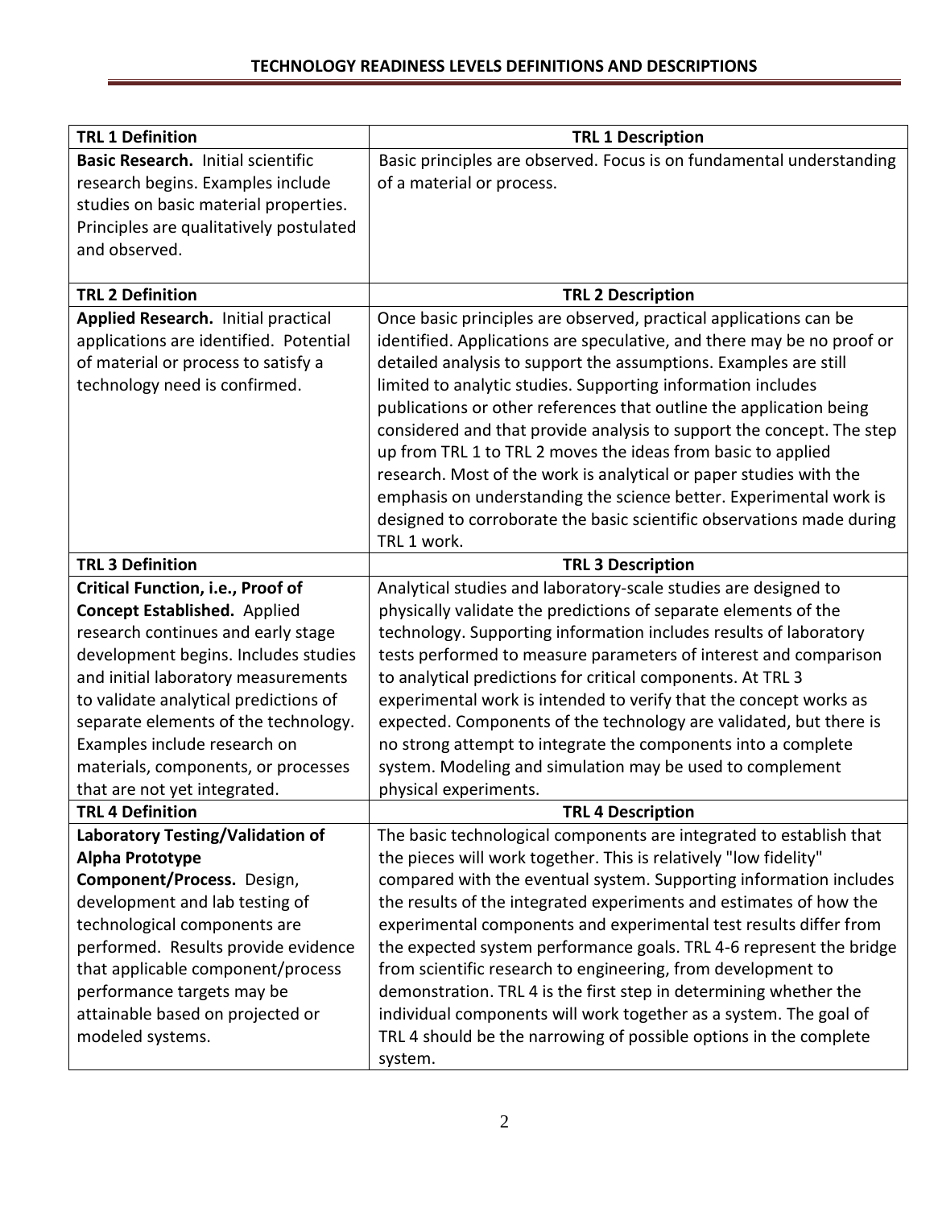## TECHNOLOGY READINESS LEVELS DEFINITIONS AND DESCRIPTIONS

| TRL 1 Definition | TRL 1 Description |
|---|---|
| **Basic Research.** Initial scientific research begins. Examples include studies on basic material properties. Principles are qualitatively postulated and observed. | Basic principles are observed. Focus is on fundamental understanding of a material or process. |
| **TRL 2 Definition** | **TRL 2 Description** |
| **Applied Research.** Initial practical applications are identified. Potential of material or process to satisfy a technology need is confirmed. | Once basic principles are observed, practical applications can be identified. Applications are speculative, and there may be no proof or detailed analysis to support the assumptions. Examples are still limited to analytic studies. Supporting information includes publications or other references that outline the application being considered and that provide analysis to support the concept. The step up from TRL 1 to TRL 2 moves the ideas from basic to applied research. Most of the work is analytical or paper studies with the emphasis on understanding the science better. Experimental work is designed to corroborate the basic scientific observations made during TRL 1 work. |
| **TRL 3 Definition** | **TRL 3 Description** |
| **Critical Function, i.e., Proof of Concept Established.** Applied research continues and early stage development begins. Includes studies and initial laboratory measurements to validate analytical predictions of separate elements of the technology. Examples include research on materials, components, or processes that are not yet integrated. | Analytical studies and laboratory-scale studies are designed to physically validate the predictions of separate elements of the technology. Supporting information includes results of laboratory tests performed to measure parameters of interest and comparison to analytical predictions for critical components. At TRL 3 experimental work is intended to verify that the concept works as expected. Components of the technology are validated, but there is no strong attempt to integrate the components into a complete system. Modeling and simulation may be used to complement physical experiments. |
| **TRL 4 Definition** | **TRL 4 Description** |
| **Laboratory Testing/Validation of Alpha Prototype Component/Process.** Design, development and lab testing of technological components are performed. Results provide evidence that applicable component/process performance targets may be attainable based on projected or modeled systems. | The basic technological components are integrated to establish that the pieces will work together. This is relatively "low fidelity" compared with the eventual system. Supporting information includes the results of the integrated experiments and estimates of how the experimental components and experimental test results differ from the expected system performance goals. TRL 4-6 represent the bridge from scientific research to engineering, from development to demonstration. TRL 4 is the first step in determining whether the individual components will work together as a system. The goal of TRL 4 should be the narrowing of possible options in the complete system. |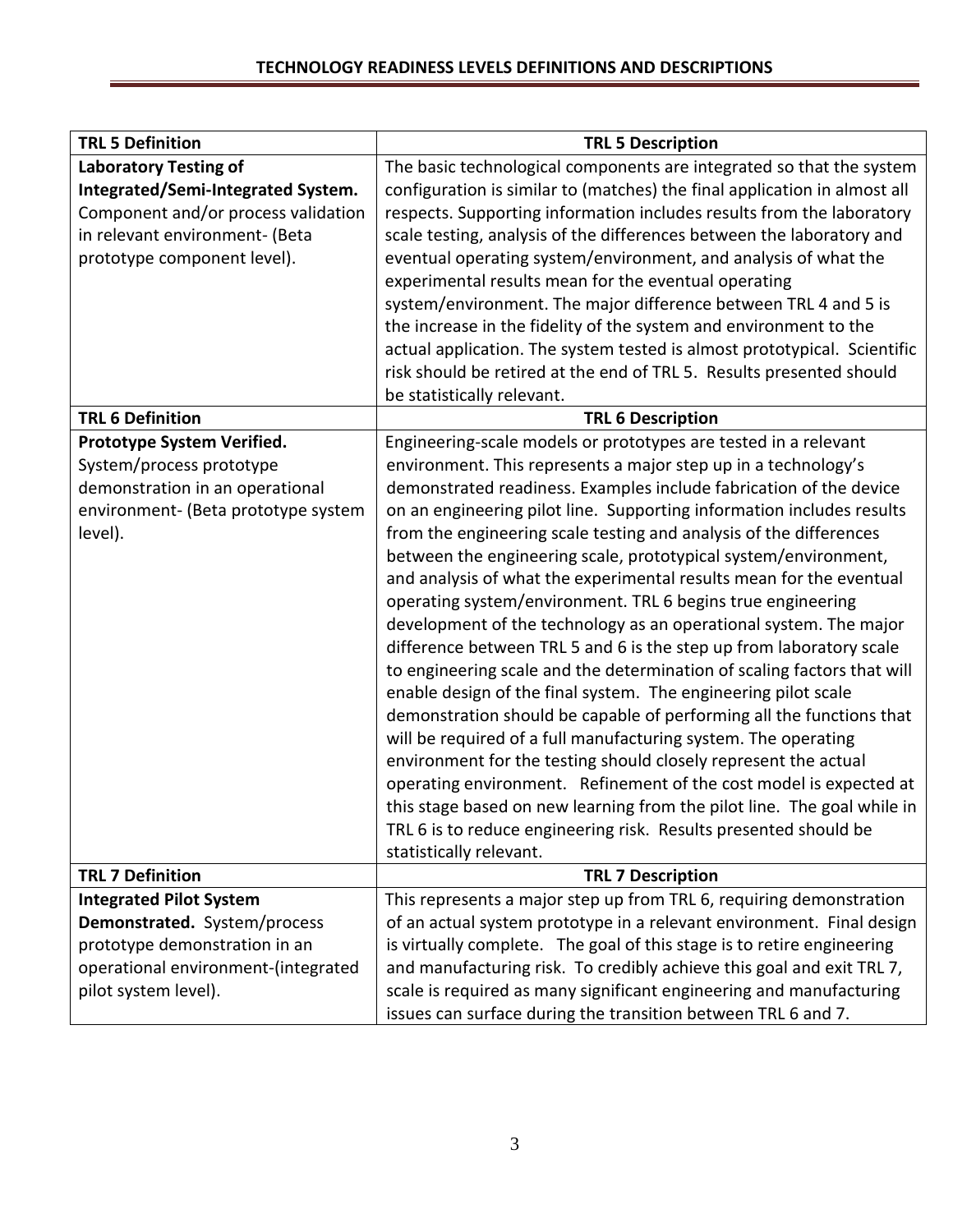## TECHNOLOGY READINESS LEVELS DEFINITIONS AND DESCRIPTIONS

| TRL 5 Definition | TRL 5 Description |
|---|---|
| **Laboratory Testing of Integrated/Semi-Integrated System.** Component and/or process validation in relevant environment- (Beta prototype component level). | The basic technological components are integrated so that the system configuration is similar to (matches) the final application in almost all respects. Supporting information includes results from the laboratory scale testing, analysis of the differences between the laboratory and eventual operating system/environment, and analysis of what the experimental results mean for the eventual operating system/environment. The major difference between TRL 4 and 5 is the increase in the fidelity of the system and environment to the actual application. The system tested is almost prototypical. Scientific risk should be retired at the end of TRL 5. Results presented should be statistically relevant. |
| **TRL 6 Definition** | **TRL 6 Description** |
| **Prototype System Verified.** System/process prototype demonstration in an operational environment- (Beta prototype system level). | Engineering-scale models or prototypes are tested in a relevant environment. This represents a major step up in a technology's demonstrated readiness. Examples include fabrication of the device on an engineering pilot line. Supporting information includes results from the engineering scale testing and analysis of the differences between the engineering scale, prototypical system/environment, and analysis of what the experimental results mean for the eventual operating system/environment. TRL 6 begins true engineering development of the technology as an operational system. The major difference between TRL 5 and 6 is the step up from laboratory scale to engineering scale and the determination of scaling factors that will enable design of the final system. The engineering pilot scale demonstration should be capable of performing all the functions that will be required of a full manufacturing system. The operating environment for the testing should closely represent the actual operating environment. Refinement of the cost model is expected at this stage based on new learning from the pilot line. The goal while in TRL 6 is to reduce engineering risk. Results presented should be statistically relevant. |
| **TRL 7 Definition** | **TRL 7 Description** |
| **Integrated Pilot System Demonstrated.** System/process prototype demonstration in an operational environment-(integrated pilot system level). | This represents a major step up from TRL 6, requiring demonstration of an actual system prototype in a relevant environment. Final design is virtually complete. The goal of this stage is to retire engineering and manufacturing risk. To credibly achieve this goal and exit TRL 7, scale is required as many significant engineering and manufacturing issues can surface during the transition between TRL 6 and 7. |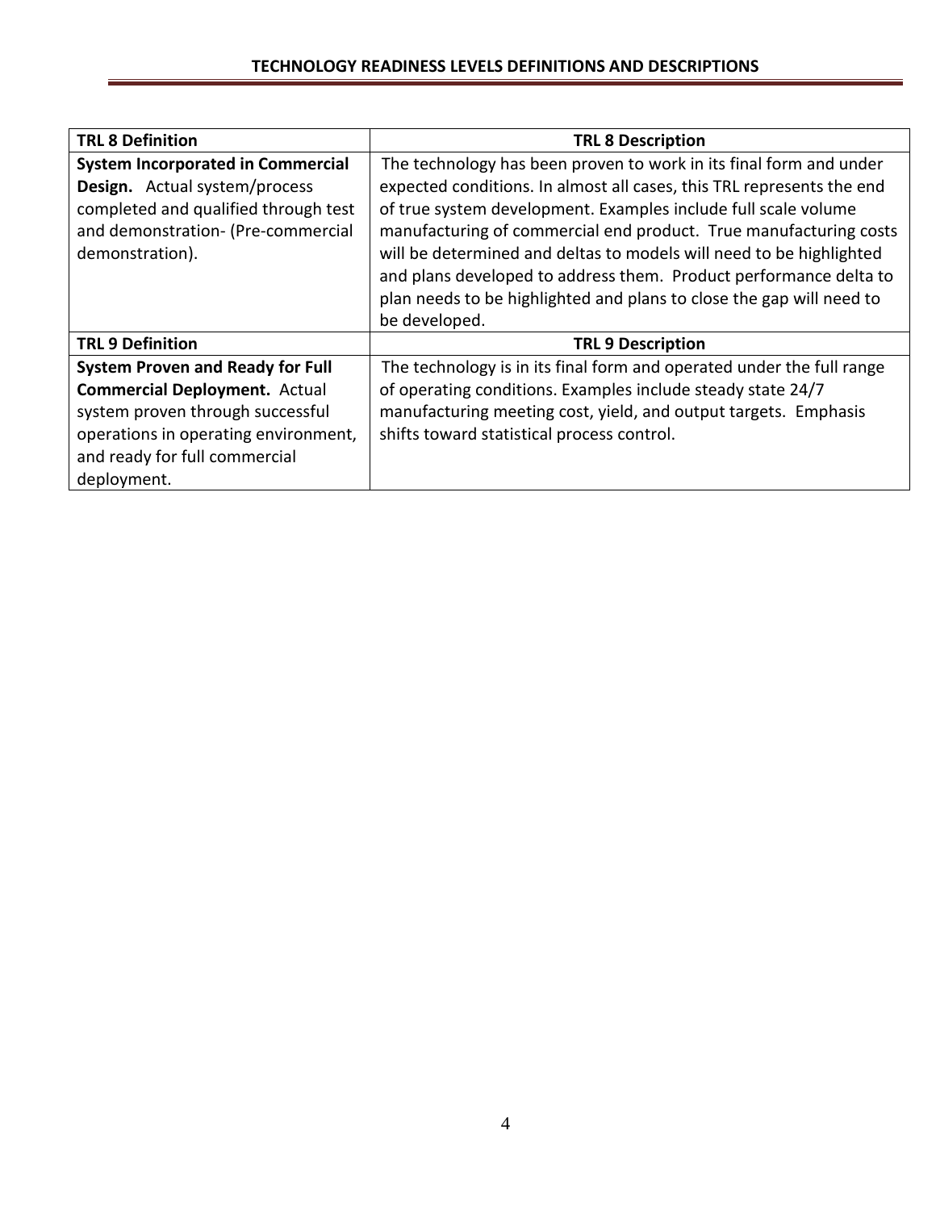| TRL 8 Definition | TRL 8 Description |
|---|---|
| **System Incorporated in Commercial Design.** Actual system/process completed and qualified through test and demonstration- (Pre-commercial demonstration). | The technology has been proven to work in its final form and under expected conditions. In almost all cases, this TRL represents the end of true system development. Examples include full scale volume manufacturing of commercial end product. True manufacturing costs will be determined and deltas to models will need to be highlighted and plans developed to address them. Product performance delta to plan needs to be highlighted and plans to close the gap will need to be developed. |
| **TRL 9 Definition** | **TRL 9 Description** |
| **System Proven and Ready for Full Commercial Deployment.** Actual system proven through successful operations in operating environment, and ready for full commercial deployment. | The technology is in its final form and operated under the full range of operating conditions. Examples include steady state 24/7 manufacturing meeting cost, yield, and output targets. Emphasis shifts toward statistical process control. |